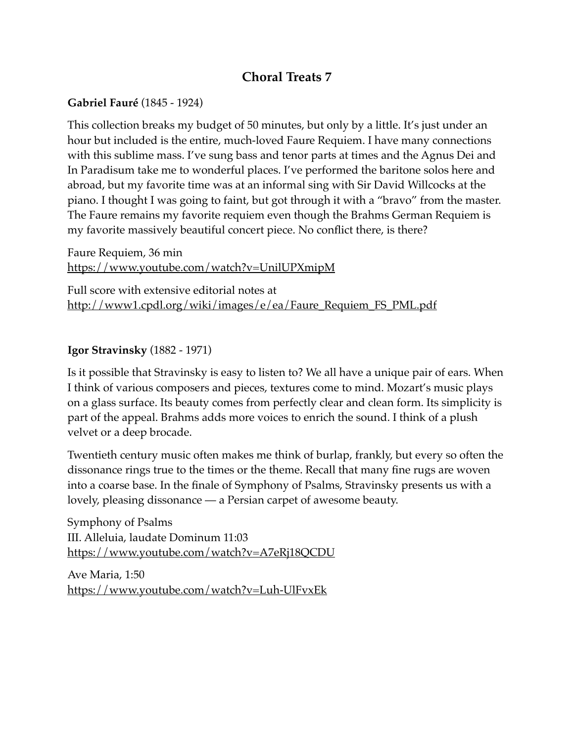# Choral Treats 7

**Gabriel Fauré** (1845 - 1924)

This collection breaks my budget of 50 minutes, but only by a little. It's just under an hour but included is the entire, much-loved Faure Requiem. I have many connections with this sublime mass. I've sung bass and tenor parts at times and the Agnus Dei and In Paradisum take me to wonderful places. I've performed the baritone solos here and abroad, but my favorite time was at an informal sing with Sir David Willcocks at the piano. I thought I was going to faint, but got through it with a "bravo" from the master. The Faure remains my favorite requiem even though the Brahms German Requiem is my favorite massively beautiful concert piece. No conflict there, is there?

Faure Requiem, 36 min
https://www.youtube.com/watch?v=UnilUPXmipM

Full score with extensive editorial notes at
http://www1.cpdl.org/wiki/images/e/ea/Faure_Requiem_FS_PML.pdf

**Igor Stravinsky** (1882 - 1971)

Is it possible that Stravinsky is easy to listen to? We all have a unique pair of ears. When I think of various composers and pieces, textures come to mind. Mozart's music plays on a glass surface. Its beauty comes from perfectly clear and clean form. Its simplicity is part of the appeal. Brahms adds more voices to enrich the sound. I think of a plush velvet or a deep brocade.

Twentieth century music often makes me think of burlap, frankly, but every so often the dissonance rings true to the times or the theme. Recall that many fine rugs are woven into a coarse base. In the finale of Symphony of Psalms, Stravinsky presents us with a lovely, pleasing dissonance — a Persian carpet of awesome beauty.

Symphony of Psalms
III. Alleluia, laudate Dominum 11:03
https://www.youtube.com/watch?v=A7eRj18QCDU

Ave Maria, 1:50
https://www.youtube.com/watch?v=Luh-UlFvxEk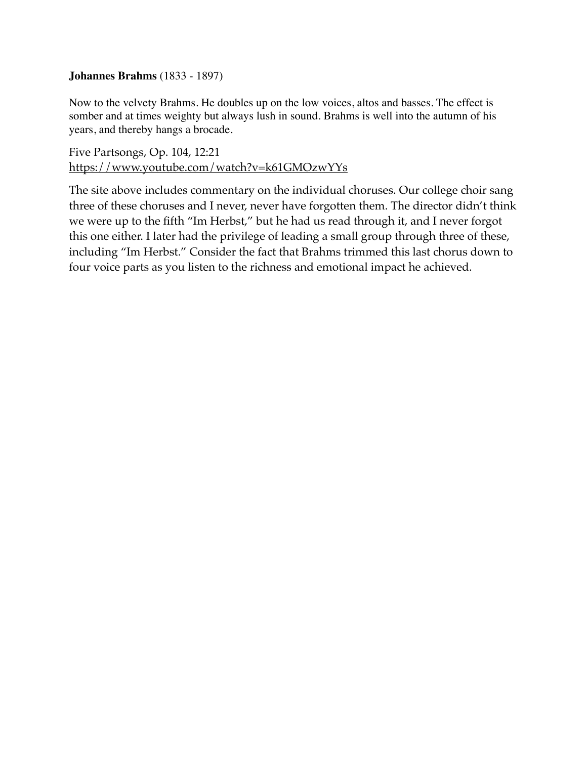**Johannes Brahms** (1833 - 1897)

Now to the velvety Brahms. He doubles up on the low voices, altos and basses. The effect is somber and at times weighty but always lush in sound. Brahms is well into the autumn of his years, and thereby hangs a brocade.

Five Partsongs, Op. 104, 12:21
https://www.youtube.com/watch?v=k61GMOzwYYs

The site above includes commentary on the individual choruses. Our college choir sang three of these choruses and I never, never have forgotten them. The director didn't think we were up to the fifth "Im Herbst," but he had us read through it, and I never forgot this one either. I later had the privilege of leading a small group through three of these, including "Im Herbst." Consider the fact that Brahms trimmed this last chorus down to four voice parts as you listen to the richness and emotional impact he achieved.